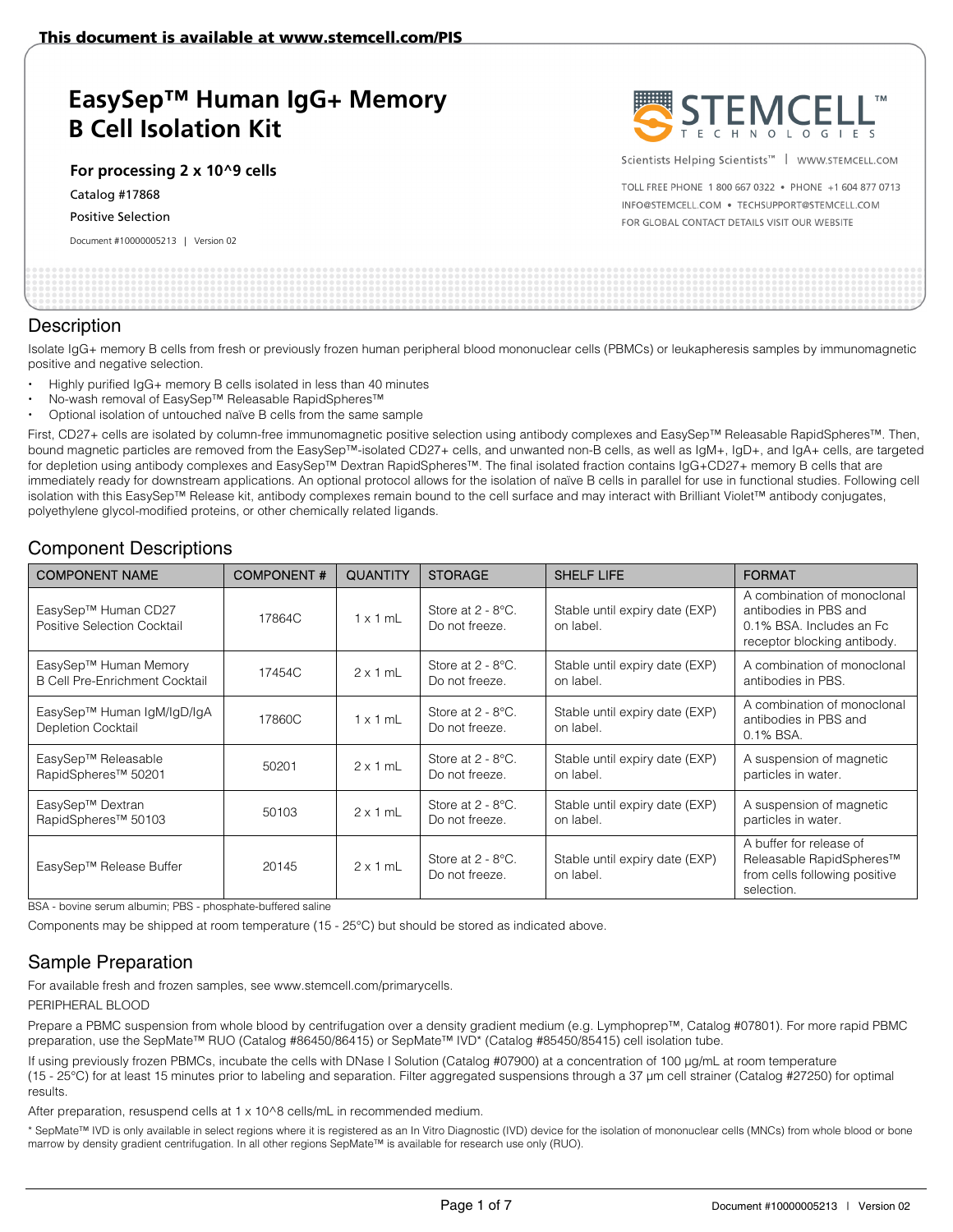This document is available at www.stemcell.com/PIS

# EasySep™ Human IgG+ Memory B Cell Isolation Kit

**For processing 2 x 10^9 cells**

Catalog #17868

Positive Selection

Document #10000005213 | Version 02

Scientists Helping Scientists™ | WWW.STEMCELL.COM

TOLL FREE PHONE 1 800 667 0322 • PHONE +1 604 877 0713

INFO@STEMCELL.COM • TECHSUPPORT@STEMCELL.COM

FOR GLOBAL CONTACT DETAILS VISIT OUR WEBSITE

## Description

Isolate IgG+ memory B cells from fresh or previously frozen human peripheral blood mononuclear cells (PBMCs) or leukapheresis samples by immunomagnetic positive and negative selection.

- Highly purified IgG+ memory B cells isolated in less than 40 minutes
- No-wash removal of EasySep™ Releasable RapidSpheres™
- Optional isolation of untouched naïve B cells from the same sample

First, CD27+ cells are isolated by column-free immunomagnetic positive selection using antibody complexes and EasySep™ Releasable RapidSpheres™. Then, bound magnetic particles are removed from the EasySep™-isolated CD27+ cells, and unwanted non-B cells, as well as IgM+, IgD+, and IgA+ cells, are targeted for depletion using antibody complexes and EasySep™ Dextran RapidSpheres™. The final isolated fraction contains IgG+CD27+ memory B cells that are immediately ready for downstream applications. An optional protocol allows for the isolation of naïve B cells in parallel for use in functional studies. Following cell isolation with this EasySep™ Release kit, antibody complexes remain bound to the cell surface and may interact with Brilliant Violet™ antibody conjugates, polyethylene glycol-modified proteins, or other chemically related ligands.

## Component Descriptions

| COMPONENT NAME | COMPONENT # | QUANTITY | STORAGE | SHELF LIFE | FORMAT |
|---|---|---|---|---|---|
| EasySep™ Human CD27 Positive Selection Cocktail | 17864C | 1 x 1 mL | Store at 2 - 8°C. Do not freeze. | Stable until expiry date (EXP) on label. | A combination of monoclonal antibodies in PBS and 0.1% BSA. Includes an Fc receptor blocking antibody. |
| EasySep™ Human Memory B Cell Pre-Enrichment Cocktail | 17454C | 2 x 1 mL | Store at 2 - 8°C. Do not freeze. | Stable until expiry date (EXP) on label. | A combination of monoclonal antibodies in PBS. |
| EasySep™ Human IgM/IgD/IgA Depletion Cocktail | 17860C | 1 x 1 mL | Store at 2 - 8°C. Do not freeze. | Stable until expiry date (EXP) on label. | A combination of monoclonal antibodies in PBS and 0.1% BSA. |
| EasySep™ Releasable RapidSpheres™ 50201 | 50201 | 2 x 1 mL | Store at 2 - 8°C. Do not freeze. | Stable until expiry date (EXP) on label. | A suspension of magnetic particles in water. |
| EasySep™ Dextran RapidSpheres™ 50103 | 50103 | 2 x 1 mL | Store at 2 - 8°C. Do not freeze. | Stable until expiry date (EXP) on label. | A suspension of magnetic particles in water. |
| EasySep™ Release Buffer | 20145 | 2 x 1 mL | Store at 2 - 8°C. Do not freeze. | Stable until expiry date (EXP) on label. | A buffer for release of Releasable RapidSpheres™ from cells following positive selection. |

BSA - bovine serum albumin; PBS - phosphate-buffered saline

Components may be shipped at room temperature (15 - 25°C) but should be stored as indicated above.

## Sample Preparation

For available fresh and frozen samples, see www.stemcell.com/primarycells.

PERIPHERAL BLOOD

Prepare a PBMC suspension from whole blood by centrifugation over a density gradient medium (e.g. Lymphoprep™, Catalog #07801). For more rapid PBMC preparation, use the SepMate™ RUO (Catalog #86450/86415) or SepMate™ IVD* (Catalog #85450/85415) cell isolation tube.

If using previously frozen PBMCs, incubate the cells with DNase I Solution (Catalog #07900) at a concentration of 100 µg/mL at room temperature (15 - 25°C) for at least 15 minutes prior to labeling and separation. Filter aggregated suspensions through a 37 µm cell strainer (Catalog #27250) for optimal results.

After preparation, resuspend cells at 1 x 10^8 cells/mL in recommended medium.

\* SepMate™ IVD is only available in select regions where it is registered as an In Vitro Diagnostic (IVD) device for the isolation of mononuclear cells (MNCs) from whole blood or bone marrow by density gradient centrifugation. In all other regions SepMate™ is available for research use only (RUO).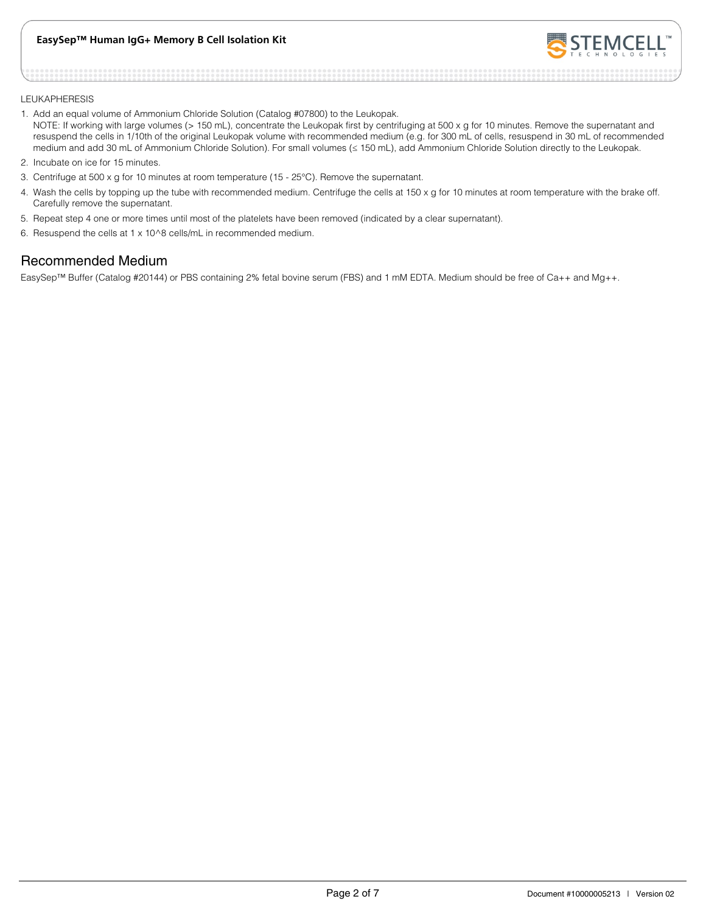LEUKAPHERESIS

1. Add an equal volume of Ammonium Chloride Solution (Catalog #07800) to the Leukopak.
   NOTE: If working with large volumes (> 150 mL), concentrate the Leukopak first by centrifuging at 500 x g for 10 minutes. Remove the supernatant and resuspend the cells in 1/10th of the original Leukopak volume with recommended medium (e.g. for 300 mL of cells, resuspend in 30 mL of recommended medium and add 30 mL of Ammonium Chloride Solution). For small volumes (≤ 150 mL), add Ammonium Chloride Solution directly to the Leukopak.
2. Incubate on ice for 15 minutes.
3. Centrifuge at 500 x g for 10 minutes at room temperature (15 - 25°C). Remove the supernatant.
4. Wash the cells by topping up the tube with recommended medium. Centrifuge the cells at 150 x g for 10 minutes at room temperature with the brake off. Carefully remove the supernatant.
5. Repeat step 4 one or more times until most of the platelets have been removed (indicated by a clear supernatant).
6. Resuspend the cells at 1 x 10^8 cells/mL in recommended medium.

## Recommended Medium

EasySep™ Buffer (Catalog #20144) or PBS containing 2% fetal bovine serum (FBS) and 1 mM EDTA. Medium should be free of Ca++ and Mg++.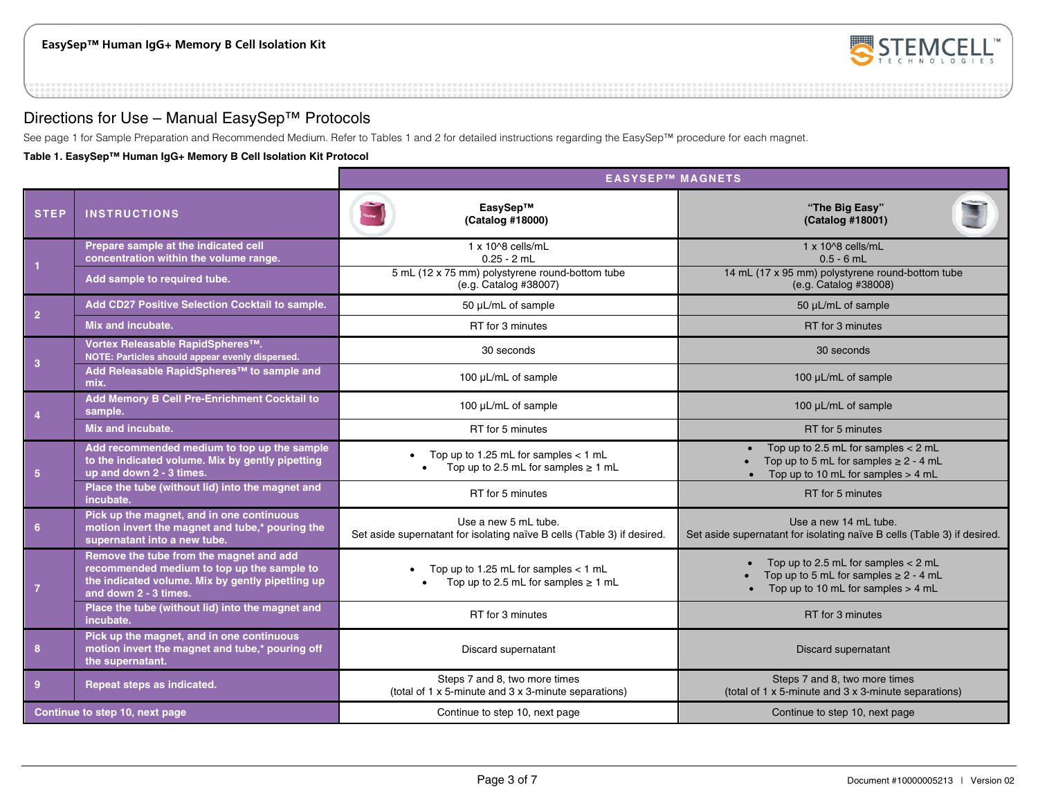## Directions for Use – Manual EasySep™ Protocols

See page 1 for Sample Preparation and Recommended Medium. Refer to Tables 1 and 2 for detailed instructions regarding the EasySep™ procedure for each magnet.

**Table 1. EasySep™ Human IgG+ Memory B Cell Isolation Kit Protocol**

| | | EASYSEP™ MAGNETS | |
|---|---|---|---|
| **STEP** | **INSTRUCTIONS** | **EasySep™ (Catalog #18000)** | **"The Big Easy" (Catalog #18001)** |
| 1 | Prepare sample at the indicated cell concentration within the volume range. | 1 x 10^8 cells/mL<br>0.25 - 2 mL | 1 x 10^8 cells/mL<br>0.5 - 6 mL |
| | Add sample to required tube. | 5 mL (12 x 75 mm) polystyrene round-bottom tube (e.g. Catalog #38007) | 14 mL (17 x 95 mm) polystyrene round-bottom tube (e.g. Catalog #38008) |
| 2 | Add CD27 Positive Selection Cocktail to sample. | 50 µL/mL of sample | 50 µL/mL of sample |
| | Mix and incubate. | RT for 3 minutes | RT for 3 minutes |
| 3 | Vortex Releasable RapidSpheres™.<br>NOTE: Particles should appear evenly dispersed. | 30 seconds | 30 seconds |
| | Add Releasable RapidSpheres™ to sample and mix. | 100 µL/mL of sample | 100 µL/mL of sample |
| 4 | Add Memory B Cell Pre-Enrichment Cocktail to sample. | 100 µL/mL of sample | 100 µL/mL of sample |
| | Mix and incubate. | RT for 5 minutes | RT for 5 minutes |
| 5 | Add recommended medium to top up the sample to the indicated volume. Mix by gently pipetting up and down 2 - 3 times. | • Top up to 1.25 mL for samples < 1 mL<br>• Top up to 2.5 mL for samples ≥ 1 mL | • Top up to 2.5 mL for samples < 2 mL<br>• Top up to 5 mL for samples ≥ 2 - 4 mL<br>• Top up to 10 mL for samples > 4 mL |
| | Place the tube (without lid) into the magnet and incubate. | RT for 5 minutes | RT for 5 minutes |
| 6 | Pick up the magnet, and in one continuous motion invert the magnet and tube,* pouring the supernatant into a new tube. | Use a new 5 mL tube.<br>Set aside supernatant for isolating naïve B cells (Table 3) if desired. | Use a new 14 mL tube.<br>Set aside supernatant for isolating naïve B cells (Table 3) if desired. |
| 7 | Remove the tube from the magnet and add recommended medium to top up the sample to the indicated volume. Mix by gently pipetting up and down 2 - 3 times. | • Top up to 1.25 mL for samples < 1 mL<br>• Top up to 2.5 mL for samples ≥ 1 mL | • Top up to 2.5 mL for samples < 2 mL<br>• Top up to 5 mL for samples ≥ 2 - 4 mL<br>• Top up to 10 mL for samples > 4 mL |
| | Place the tube (without lid) into the magnet and incubate. | RT for 3 minutes | RT for 3 minutes |
| 8 | Pick up the magnet, and in one continuous motion invert the magnet and tube,* pouring off the supernatant. | Discard supernatant | Discard supernatant |
| 9 | Repeat steps as indicated. | Steps 7 and 8, two more times (total of 1 x 5-minute and 3 x 3-minute separations) | Steps 7 and 8, two more times (total of 1 x 5-minute and 3 x 3-minute separations) |
| Continue to step 10, next page | | Continue to step 10, next page | Continue to step 10, next page |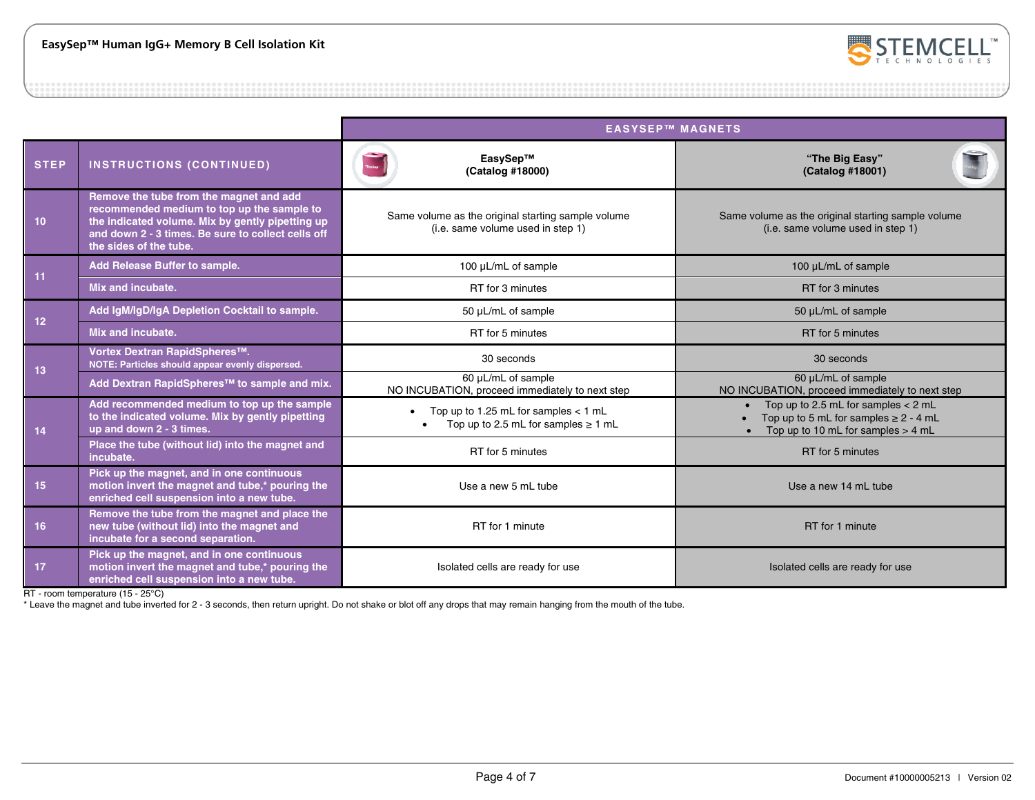| | | EASYSEP™ MAGNETS | |
|---|---|---|---|
| **STEP** | **INSTRUCTIONS (CONTINUED)** | **EasySep™ (Catalog #18000)** | **"The Big Easy" (Catalog #18001)** |
| 10 | Remove the tube from the magnet and add recommended medium to top up the sample to the indicated volume. Mix by gently pipetting up and down 2 - 3 times. Be sure to collect cells off the sides of the tube. | Same volume as the original starting sample volume (i.e. same volume used in step 1) | Same volume as the original starting sample volume (i.e. same volume used in step 1) |
| 11 | Add Release Buffer to sample. | 100 µL/mL of sample | 100 µL/mL of sample |
| | Mix and incubate. | RT for 3 minutes | RT for 3 minutes |
| 12 | Add IgM/IgD/IgA Depletion Cocktail to sample. | 50 µL/mL of sample | 50 µL/mL of sample |
| | Mix and incubate. | RT for 5 minutes | RT for 5 minutes |
| 13 | Vortex Dextran RapidSpheres™. NOTE: Particles should appear evenly dispersed. | 30 seconds | 30 seconds |
| | Add Dextran RapidSpheres™ to sample and mix. | 60 µL/mL of sample NO INCUBATION, proceed immediately to next step | 60 µL/mL of sample NO INCUBATION, proceed immediately to next step |
| 14 | Add recommended medium to top up the sample to the indicated volume. Mix by gently pipetting up and down 2 - 3 times. | • Top up to 1.25 mL for samples < 1 mL<br>• Top up to 2.5 mL for samples ≥ 1 mL | • Top up to 2.5 mL for samples < 2 mL<br>• Top up to 5 mL for samples ≥ 2 - 4 mL<br>• Top up to 10 mL for samples > 4 mL |
| | Place the tube (without lid) into the magnet and incubate. | RT for 5 minutes | RT for 5 minutes |
| 15 | Pick up the magnet, and in one continuous motion invert the magnet and tube,* pouring the enriched cell suspension into a new tube. | Use a new 5 mL tube | Use a new 14 mL tube |
| 16 | Remove the tube from the magnet and place the new tube (without lid) into the magnet and incubate for a second separation. | RT for 1 minute | RT for 1 minute |
| 17 | Pick up the magnet, and in one continuous motion invert the magnet and tube,* pouring the enriched cell suspension into a new tube. | Isolated cells are ready for use | Isolated cells are ready for use |

RT - room temperature (15 - 25°C)

* Leave the magnet and tube inverted for 2 - 3 seconds, then return upright. Do not shake or blot off any drops that may remain hanging from the mouth of the tube.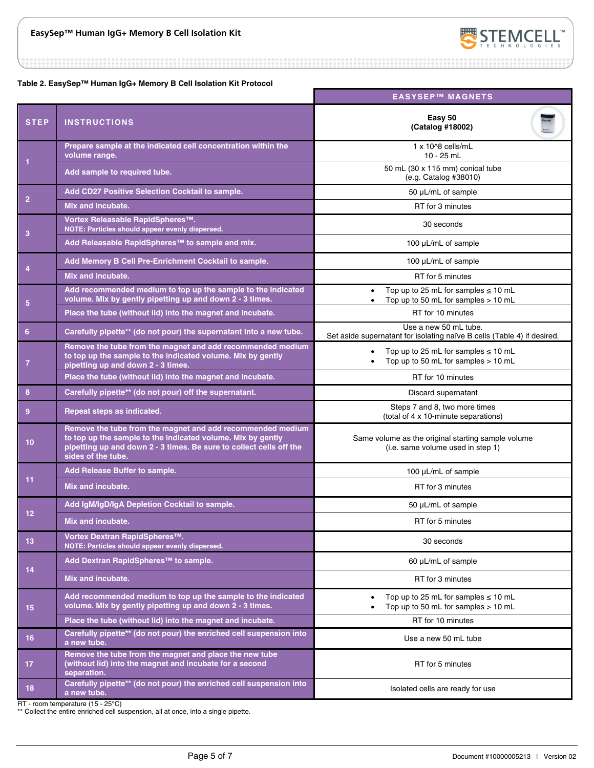**Table 2. EasySep™ Human IgG+ Memory B Cell Isolation Kit Protocol**

| STEP | INSTRUCTIONS | EASYSEP™ MAGNETS: Easy 50 (Catalog #18002) |
|---|---|---|
| 1 | Prepare sample at the indicated cell concentration within the volume range. | 1 x 10^8 cells/mL<br>10 - 25 mL |
| | Add sample to required tube. | 50 mL (30 x 115 mm) conical tube<br>(e.g. Catalog #38010) |
| 2 | Add CD27 Positive Selection Cocktail to sample. | 50 µL/mL of sample |
| | Mix and incubate. | RT for 3 minutes |
| 3 | Vortex Releasable RapidSpheres™.<br>NOTE: Particles should appear evenly dispersed. | 30 seconds |
| | Add Releasable RapidSpheres™ to sample and mix. | 100 µL/mL of sample |
| 4 | Add Memory B Cell Pre-Enrichment Cocktail to sample. | 100 µL/mL of sample |
| | Mix and incubate. | RT for 5 minutes |
| 5 | Add recommended medium to top up the sample to the indicated volume. Mix by gently pipetting up and down 2 - 3 times. | • Top up to 25 mL for samples ≤ 10 mL<br>• Top up to 50 mL for samples > 10 mL |
| | Place the tube (without lid) into the magnet and incubate. | RT for 10 minutes |
| 6 | Carefully pipette** (do not pour) the supernatant into a new tube. | Use a new 50 mL tube.<br>Set aside supernatant for isolating naïve B cells (Table 4) if desired. |
| 7 | Remove the tube from the magnet and add recommended medium to top up the sample to the indicated volume. Mix by gently pipetting up and down 2 - 3 times. | • Top up to 25 mL for samples ≤ 10 mL<br>• Top up to 50 mL for samples > 10 mL |
| | Place the tube (without lid) into the magnet and incubate. | RT for 10 minutes |
| 8 | Carefully pipette** (do not pour) off the supernatant. | Discard supernatant |
| 9 | Repeat steps as indicated. | Steps 7 and 8, two more times<br>(total of 4 x 10-minute separations) |
| 10 | Remove the tube from the magnet and add recommended medium to top up the sample to the indicated volume. Mix by gently pipetting up and down 2 - 3 times. Be sure to collect cells off the sides of the tube. | Same volume as the original starting sample volume<br>(i.e. same volume used in step 1) |
| 11 | Add Release Buffer to sample. | 100 µL/mL of sample |
| | Mix and incubate. | RT for 3 minutes |
| 12 | Add IgM/IgD/IgA Depletion Cocktail to sample. | 50 µL/mL of sample |
| | Mix and incubate. | RT for 5 minutes |
| 13 | Vortex Dextran RapidSpheres™.<br>NOTE: Particles should appear evenly dispersed. | 30 seconds |
| 14 | Add Dextran RapidSpheres™ to sample. | 60 µL/mL of sample |
| | Mix and incubate. | RT for 3 minutes |
| 15 | Add recommended medium to top up the sample to the indicated volume. Mix by gently pipetting up and down 2 - 3 times. | • Top up to 25 mL for samples ≤ 10 mL<br>• Top up to 50 mL for samples > 10 mL |
| | Place the tube (without lid) into the magnet and incubate. | RT for 10 minutes |
| 16 | Carefully pipette** (do not pour) the enriched cell suspension into a new tube. | Use a new 50 mL tube |
| 17 | Remove the tube from the magnet and place the new tube (without lid) into the magnet and incubate for a second separation. | RT for 5 minutes |
| 18 | Carefully pipette** (do not pour) the enriched cell suspension into a new tube. | Isolated cells are ready for use |

RT - room temperature (15 - 25°C)
** Collect the entire enriched cell suspension, all at once, into a single pipette.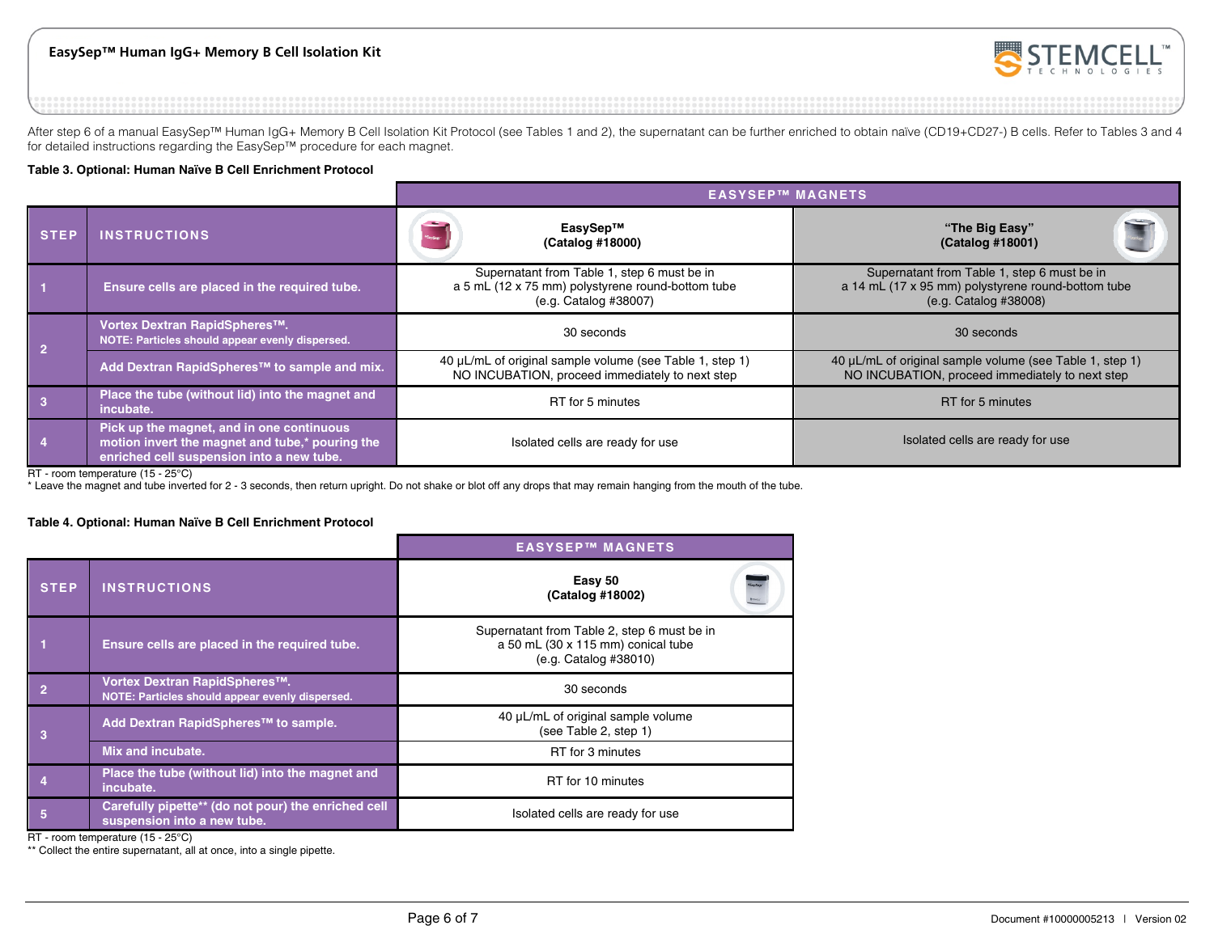After step 6 of a manual EasySep™ Human IgG+ Memory B Cell Isolation Kit Protocol (see Tables 1 and 2), the supernatant can be further enriched to obtain naïve (CD19+CD27-) B cells. Refer to Tables 3 and 4 for detailed instructions regarding the EasySep™ procedure for each magnet.

**Table 3. Optional: Human Naïve B Cell Enrichment Protocol**

| STEP | INSTRUCTIONS | EasySep™ (Catalog #18000) | "The Big Easy" (Catalog #18001) |
|---|---|---|---|
| 1 | Ensure cells are placed in the required tube. | Supernatant from Table 1, step 6 must be in a 5 mL (12 x 75 mm) polystyrene round-bottom tube (e.g. Catalog #38007) | Supernatant from Table 1, step 6 must be in a 14 mL (17 x 95 mm) polystyrene round-bottom tube (e.g. Catalog #38008) |
| 2 | Vortex Dextran RapidSpheres™. NOTE: Particles should appear evenly dispersed. | 30 seconds | 30 seconds |
| | Add Dextran RapidSpheres™ to sample and mix. | 40 µL/mL of original sample volume (see Table 1, step 1) NO INCUBATION, proceed immediately to next step | 40 µL/mL of original sample volume (see Table 1, step 1) NO INCUBATION, proceed immediately to next step |
| 3 | Place the tube (without lid) into the magnet and incubate. | RT for 5 minutes | RT for 5 minutes |
| 4 | Pick up the magnet, and in one continuous motion invert the magnet and tube,* pouring the enriched cell suspension into a new tube. | Isolated cells are ready for use | Isolated cells are ready for use |

RT - room temperature (15 - 25°C)
* Leave the magnet and tube inverted for 2 - 3 seconds, then return upright. Do not shake or blot off any drops that may remain hanging from the mouth of the tube.

**Table 4. Optional: Human Naïve B Cell Enrichment Protocol**

| STEP | INSTRUCTIONS | Easy 50 (Catalog #18002) |
|---|---|---|
| 1 | Ensure cells are placed in the required tube. | Supernatant from Table 2, step 6 must be in a 50 mL (30 x 115 mm) conical tube (e.g. Catalog #38010) |
| 2 | Vortex Dextran RapidSpheres™. NOTE: Particles should appear evenly dispersed. | 30 seconds |
| 3 | Add Dextran RapidSpheres™ to sample. | 40 µL/mL of original sample volume (see Table 2, step 1) |
| | Mix and incubate. | RT for 3 minutes |
| 4 | Place the tube (without lid) into the magnet and incubate. | RT for 10 minutes |
| 5 | Carefully pipette** (do not pour) the enriched cell suspension into a new tube. | Isolated cells are ready for use |

RT - room temperature (15 - 25°C)
** Collect the entire supernatant, all at once, into a single pipette.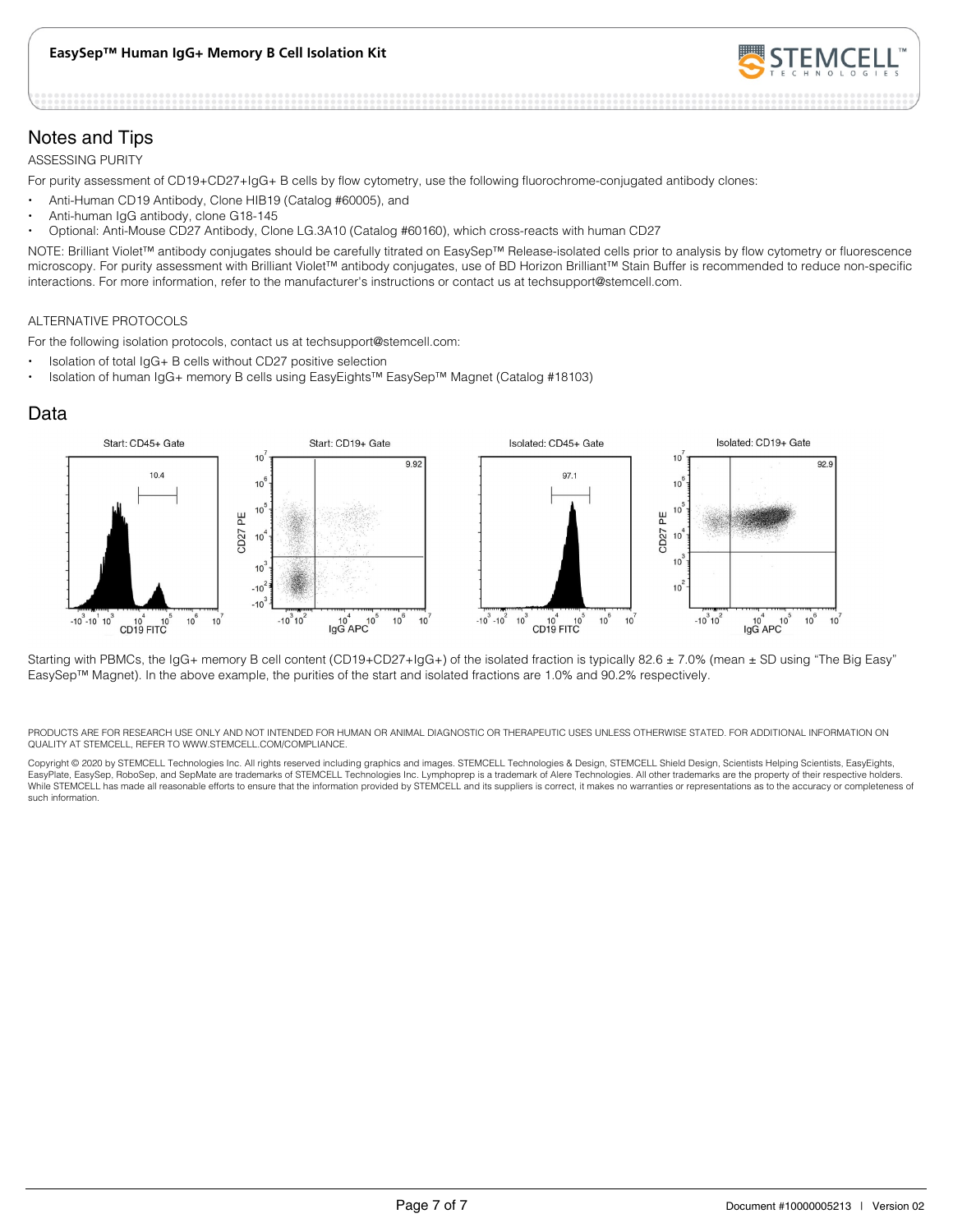## Notes and Tips

ASSESSING PURITY

For purity assessment of CD19+CD27+IgG+ B cells by flow cytometry, use the following fluorochrome-conjugated antibody clones:

- Anti-Human CD19 Antibody, Clone HIB19 (Catalog #60005), and
- Anti-human IgG antibody, clone G18-145
- Optional: Anti-Mouse CD27 Antibody, Clone LG.3A10 (Catalog #60160), which cross-reacts with human CD27

NOTE: Brilliant Violet™ antibody conjugates should be carefully titrated on EasySep™ Release-isolated cells prior to analysis by flow cytometry or fluorescence microscopy. For purity assessment with Brilliant Violet™ antibody conjugates, use of BD Horizon Brilliant™ Stain Buffer is recommended to reduce non-specific interactions. For more information, refer to the manufacturer's instructions or contact us at techsupport@stemcell.com.

ALTERNATIVE PROTOCOLS

For the following isolation protocols, contact us at techsupport@stemcell.com:

- Isolation of total IgG+ B cells without CD27 positive selection
- Isolation of human IgG+ memory B cells using EasyEights™ EasySep™ Magnet (Catalog #18103)

## Data

Start: CD45+ Gate
10.4
CD19 FITC

Start: CD19+ Gate
9.92
CD27 PE
IgG APC

Isolated: CD45+ Gate
97.1
CD19 FITC

Isolated: CD19+ Gate
92.9
CD27 PE
IgG APC

Starting with PBMCs, the IgG+ memory B cell content (CD19+CD27+IgG+) of the isolated fraction is typically 82.6 ± 7.0% (mean ± SD using "The Big Easy" EasySep™ Magnet). In the above example, the purities of the start and isolated fractions are 1.0% and 90.2% respectively.

PRODUCTS ARE FOR RESEARCH USE ONLY AND NOT INTENDED FOR HUMAN OR ANIMAL DIAGNOSTIC OR THERAPEUTIC USES UNLESS OTHERWISE STATED. FOR ADDITIONAL INFORMATION ON QUALITY AT STEMCELL, REFER TO WWW.STEMCELL.COM/COMPLIANCE.

Copyright © 2020 by STEMCELL Technologies Inc. All rights reserved including graphics and images. STEMCELL Technologies & Design, STEMCELL Shield Design, Scientists Helping Scientists, EasyEights, EasyPlate, EasySep, RoboSep, and SepMate are trademarks of STEMCELL Technologies Inc. Lymphoprep is a trademark of Alere Technologies. All other trademarks are the property of their respective holders. While STEMCELL has made all reasonable efforts to ensure that the information provided by STEMCELL and its suppliers is correct, it makes no warranties or representations as to the accuracy or completeness of such information.